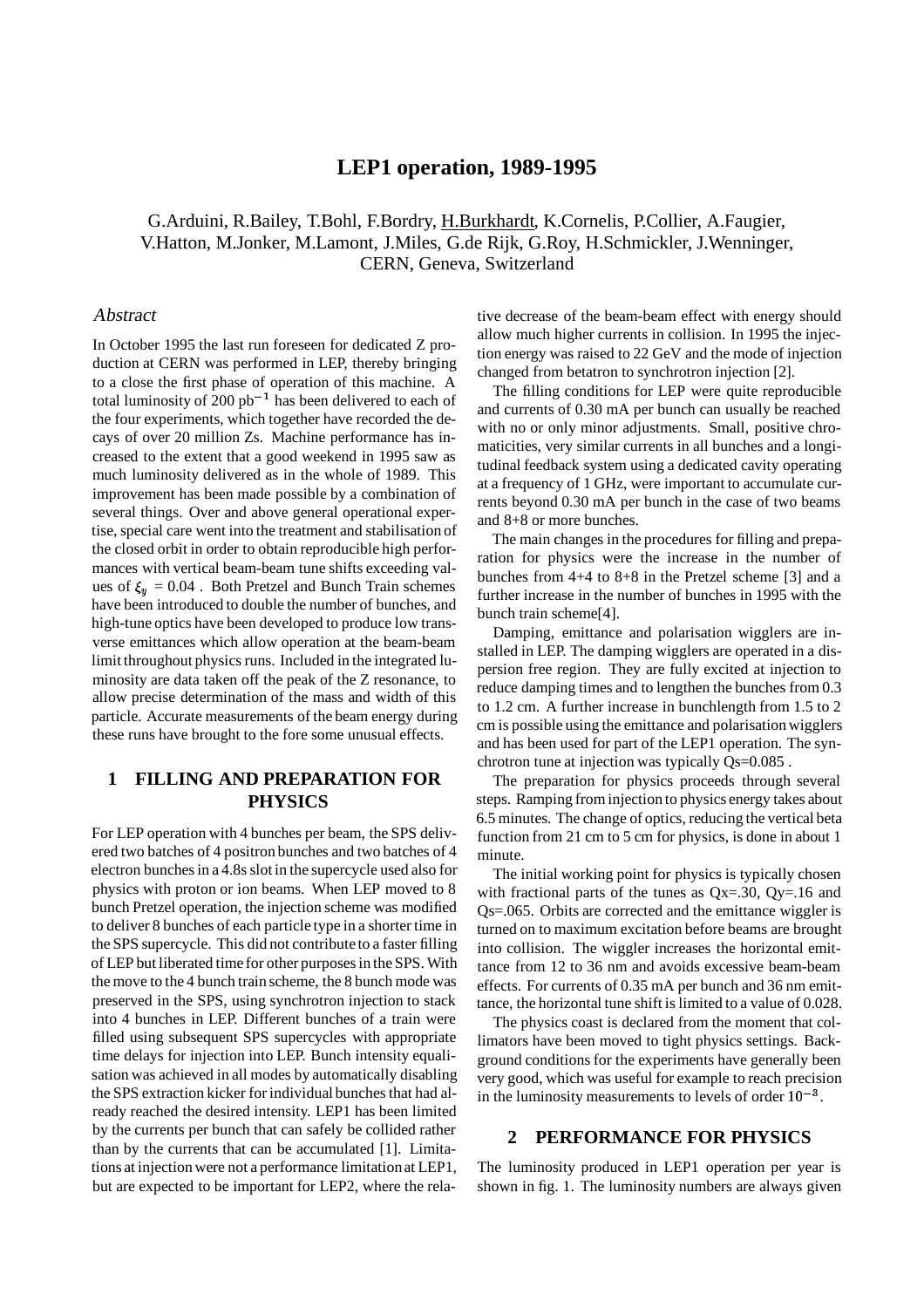// LEP1 operation, 1989-1995

G.Arduini, R.Bailey, T.Bohl, F.Bordry, H.Burkhardt, K.Cornelis, P.Collier, A.Faugier, V.Hatton, M.Jonker, M.Lamont, J.Miles, G.de Rijk, G.Roy, H.Schmickler, J.Wenninger, CERN, Geneva, Switzerland

## Abstract

In October 1995 the last run foreseen for dedicated Z production at CERN was performed in LEP, thereby bringing to a close the first phase of operation of this machine. A total luminosity of 200 $pb^{-1}$ has been delivered to each of the four experiments, which together have recorded the decays of over 20 million Zs. Machine performance has increased to the extent that a good weekend in 1995 saw as much luminosity delivered as in the whole of 1989. This improvement has been made possible by a combination of several things. Over and above general operational expertise, special care went into the treatment and stabilisation of the closed orbit in order to obtain reproducible high performances with vertical beam-beam tune shifts exceeding values of $\xi_y$ = 0.04 . Both Pretzel and Bunch Train schemes have been introduced to double the number of bunches, and high-tune optics have been developed to produce low transverse emittances which allow operation at the beam-beam limit throughout physics runs. Included in the integrated luminosity are data taken off the peak of the Z resonance, to allow precise determination of the mass and width of this particle. Accurate measurements of the beam energy during these runs have brought to the fore some unusual effects.

## 1 FILLING AND PREPARATION FOR PHYSICS

For LEP operation with 4 bunches per beam, the SPS delivered two batches of 4 positron bunches and two batches of 4 electron bunches in a 4.8s slot in the supercycle used also for physics with proton or ion beams. When LEP moved to 8 bunch Pretzel operation, the injection scheme was modified to deliver 8 bunches of each particle type in a shorter time in the SPS supercycle. This did not contribute to a faster filling of LEP but liberated time for other purposes in the SPS. With the move to the 4 bunch train scheme, the 8 bunch mode was preserved in the SPS, using synchrotron injection to stack into 4 bunches in LEP. Different bunches of a train were filled using subsequent SPS supercycles with appropriate time delays for injection into LEP. Bunch intensity equalisation was achieved in all modes by automatically disabling the SPS extraction kicker for individual bunches that had already reached the desired intensity. LEP1 has been limited by the currents per bunch that can safely be collided rather than by the currents that can be accumulated [1]. Limitations at injection were not a performance limitation at LEP1, but are expected to be important for LEP2, where the relative decrease of the beam-beam effect with energy should allow much higher currents in collision. In 1995 the injection energy was raised to 22 GeV and the mode of injection changed from betatron to synchrotron injection [2].

The filling conditions for LEP were quite reproducible and currents of 0.30 mA per bunch can usually be reached with no or only minor adjustments. Small, positive chromaticities, very similar currents in all bunches and a longitudinal feedback system using a dedicated cavity operating at a frequency of 1 GHz, were important to accumulate currents beyond 0.30 mA per bunch in the case of two beams and 8+8 or more bunches.

The main changes in the procedures for filling and preparation for physics were the increase in the number of bunches from 4+4 to 8+8 in the Pretzel scheme [3] and a further increase in the number of bunches in 1995 with the bunch train scheme[4].

Damping, emittance and polarisation wigglers are installed in LEP. The damping wigglers are operated in a dispersion free region. They are fully excited at injection to reduce damping times and to lengthen the bunches from 0.3 to 1.2 cm. A further increase in bunchlength from 1.5 to 2 cm is possible using the emittance and polarisation wigglers and has been used for part of the LEP1 operation. The synchrotron tune at injection was typically Qs=0.085 .

The preparation for physics proceeds through several steps. Ramping from injection to physics energy takes about 6.5 minutes. The change of optics, reducing the vertical beta function from 21 cm to 5 cm for physics, is done in about 1 minute.

The initial working point for physics is typically chosen with fractional parts of the tunes as Qx=.30, Qy=.16 and Qs=.065. Orbits are corrected and the emittance wiggler is turned on to maximum excitation before beams are brought into collision. The wiggler increases the horizontal emittance from 12 to 36 nm and avoids excessive beam-beam effects. For currents of 0.35 mA per bunch and 36 nm emittance, the horizontal tune shift is limited to a value of 0.028.

The physics coast is declared from the moment that collimators have been moved to tight physics settings. Background conditions for the experiments have generally been very good, which was useful for example to reach precision in the luminosity measurements to levels of order $10^{-3}$.

## 2 PERFORMANCE FOR PHYSICS

The luminosity produced in LEP1 operation per year is shown in fig. 1. The luminosity numbers are always given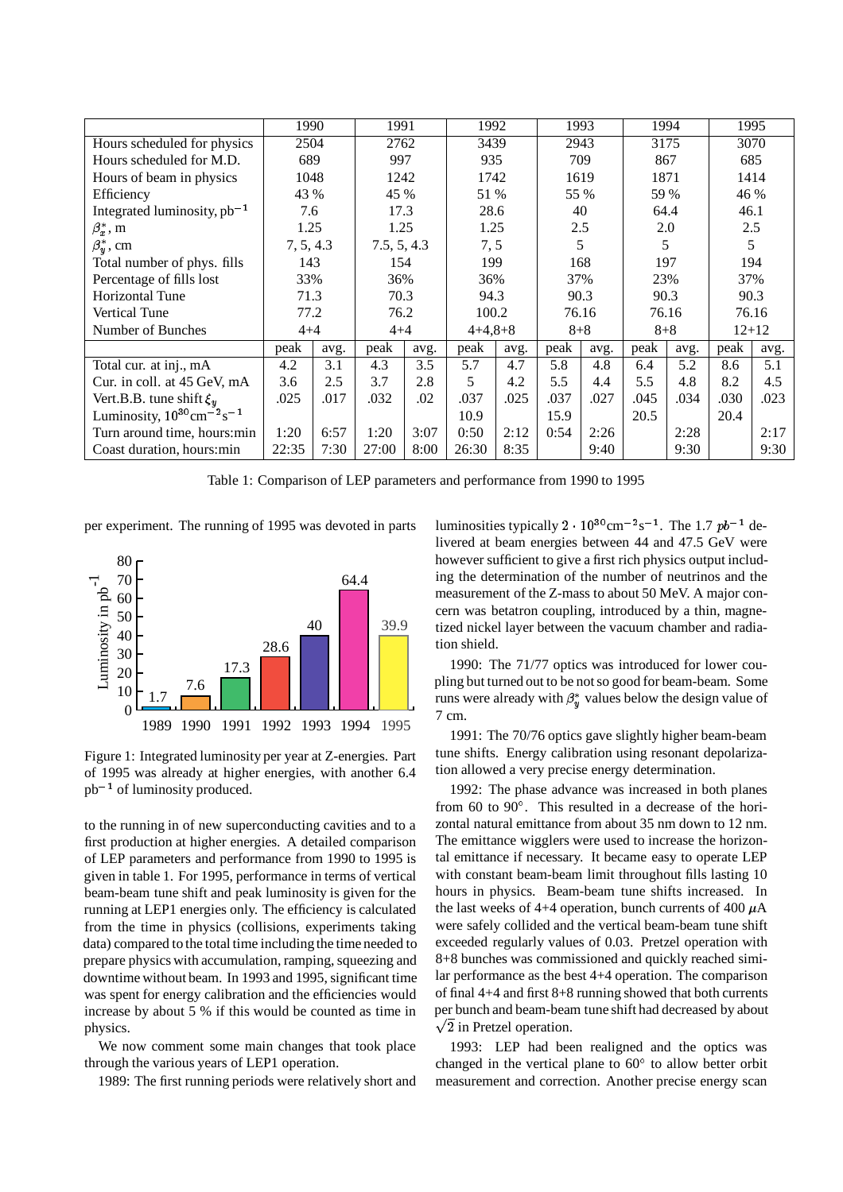| | 1990 | | 1991 | | 1992 | | 1993 | | 1994 | | 1995 | |
|---|---|---|---|---|---|---|---|---|---|---|---|---|
| Hours scheduled for physics | 2504 | | 2762 | | 3439 | | 2943 | | 3175 | | 3070 | |
| Hours scheduled for M.D. | 689 | | 997 | | 935 | | 709 | | 867 | | 685 | |
| Hours of beam in physics | 1048 | | 1242 | | 1742 | | 1619 | | 1871 | | 1414 | |
| Efficiency | 43 % | | 45 % | | 51 % | | 55 % | | 59 % | | 46 % | |
| Integrated luminosity, $\mathrm{pb}^{-1}$ | 7.6 | | 17.3 | | 28.6 | | 40 | | 64.4 | | 46.1 | |
| $\beta_x^*$, m | 1.25 | | 1.25 | | 1.25 | | 2.5 | | 2.0 | | 2.5 | |
| $\beta_y^*$, cm | 7, 5, 4.3 | | 7.5, 5, 4.3 | | 7, 5 | | 5 | | 5 | | 5 | |
| Total number of phys. fills | 143 | | 154 | | 199 | | 168 | | 197 | | 194 | |
| Percentage of fills lost | 33% | | 36% | | 36% | | 37% | | 23% | | 37% | |
| Horizontal Tune | 71.3 | | 70.3 | | 94.3 | | 90.3 | | 90.3 | | 90.3 | |
| Vertical Tune | 77.2 | | 76.2 | | 100.2 | | 76.16 | | 76.16 | | 76.16 | |
| Number of Bunches | 4+4 | | 4+4 | | 4+4,8+8 | | 8+8 | | 8+8 | | 12+12 | |
| | peak | avg. | peak | avg. | peak | avg. | peak | avg. | peak | avg. | peak | avg. |
| Total cur. at inj., mA | 4.2 | 3.1 | 4.3 | 3.5 | 5.7 | 4.7 | 5.8 | 4.8 | 6.4 | 5.2 | 8.6 | 5.1 |
| Cur. in coll. at 45 GeV, mA | 3.6 | 2.5 | 3.7 | 2.8 | 5 | 4.2 | 5.5 | 4.4 | 5.5 | 4.8 | 8.2 | 4.5 |
| Vert.B.B. tune shift $\xi_y$ | .025 | .017 | .032 | .02 | .037 | .025 | .037 | .027 | .045 | .034 | .030 | .023 |
| Luminosity, $10^{30}\mathrm{cm}^{-2}\mathrm{s}^{-1}$ | | | | | 10.9 | | 15.9 | | 20.5 | | 20.4 | |
| Turn around time, hours:min | 1:20 | 6:57 | 1:20 | 3:07 | 0:50 | 2:12 | 0:54 | 2:26 | | 2:28 | | 2:17 |
| Coast duration, hours:min | 22:35 | 7:30 | 27:00 | 8:00 | 26:30 | 8:35 | | 9:40 | | 9:30 | | 9:30 |

Table 1: Comparison of LEP parameters and performance from 1990 to 1995

per experiment. The running of 1995 was devoted in parts to the running in of new superconducting cavities and to a first production at higher energies. A detailed comparison of LEP parameters and performance from 1990 to 1995 is given in table 1. For 1995, performance in terms of vertical beam-beam tune shift and peak luminosity is given for the running at LEP1 energies only. The efficiency is calculated from the time in physics (collisions, experiments taking data) compared to the total time including the time needed to prepare physics with accumulation, ramping, squeezing and downtime without beam. In 1993 and 1995, significant time was spent for energy calibration and the efficiencies would increase by about 5 % if this would be counted as time in physics.

Figure 1: Integrated luminosity per year at Z-energies. Part of 1995 was already at higher energies, with another 6.4 $\mathrm{pb}^{-1}$ of luminosity produced.

We now comment some main changes that took place through the various years of LEP1 operation.

1989: The first running periods were relatively short and luminosities typically $2 \cdot 10^{30}\mathrm{cm}^{-2}\mathrm{s}^{-1}$. The 1.7 $pb^{-1}$ delivered at beam energies between 44 and 47.5 GeV were however sufficient to give a first rich physics output including the determination of the number of neutrinos and the measurement of the Z-mass to about 50 MeV. A major concern was betatron coupling, introduced by a thin, magnetized nickel layer between the vacuum chamber and radiation shield.

1990: The 71/77 optics was introduced for lower coupling but turned out to be not so good for beam-beam. Some runs were already with $\beta_y^*$ values below the design value of 7 cm.

1991: The 70/76 optics gave slightly higher beam-beam tune shifts. Energy calibration using resonant depolarization allowed a very precise energy determination.

1992: The phase advance was increased in both planes from 60 to 90°. This resulted in a decrease of the horizontal natural emittance from about 35 nm down to 12 nm. The emittance wigglers were used to increase the horizontal emittance if necessary. It became easy to operate LEP with constant beam-beam limit throughout fills lasting 10 hours in physics. Beam-beam tune shifts increased. In the last weeks of 4+4 operation, bunch currents of 400 $\mu$A were safely collided and the vertical beam-beam tune shift exceeded regularly values of 0.03. Pretzel operation with 8+8 bunches was commissioned and quickly reached similar performance as the best 4+4 operation. The comparison of final 4+4 and first 8+8 running showed that both currents per bunch and beam-beam tune shift had decreased by about $\sqrt{2}$ in Pretzel operation.

1993: LEP had been realigned and the optics was changed in the vertical plane to 60° to allow better orbit measurement and correction. Another precise energy scan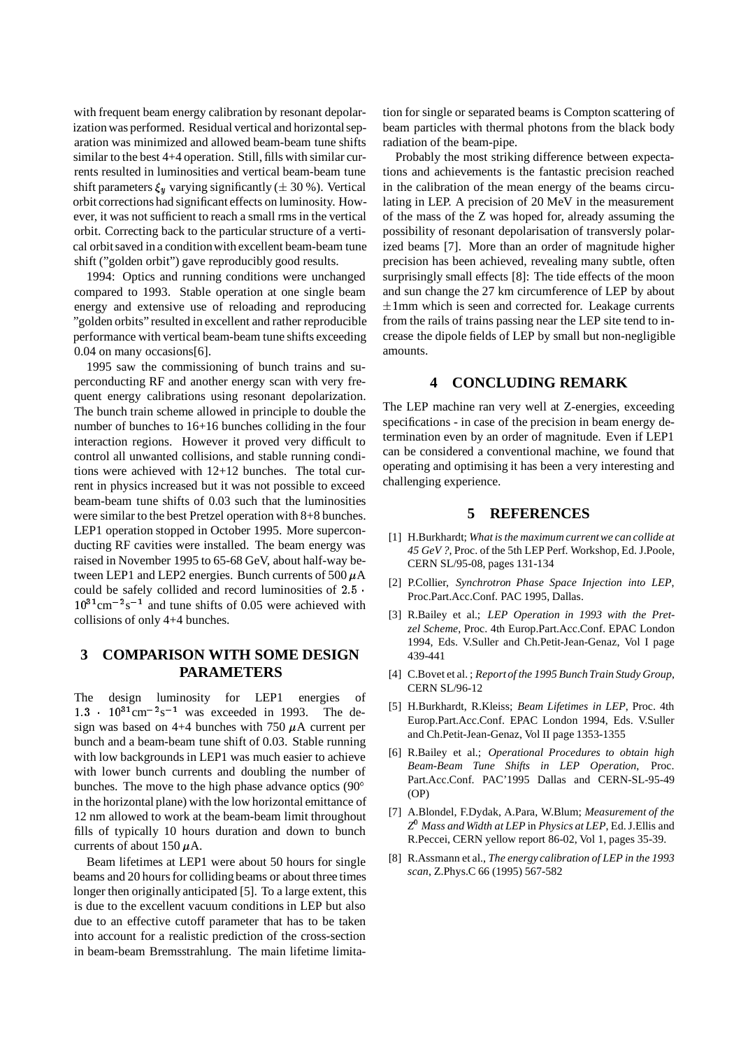with frequent beam energy calibration by resonant depolarization was performed. Residual vertical and horizontal separation was minimized and allowed beam-beam tune shifts similar to the best 4+4 operation. Still, fills with similar currents resulted in luminosities and vertical beam-beam tune shift parameters $\xi_y$ varying significantly ($\pm$ 30 %). Vertical orbit corrections had significant effects on luminosity. However, it was not sufficient to reach a small rms in the vertical orbit. Correcting back to the particular structure of a vertical orbit saved in a condition with excellent beam-beam tune shift ("golden orbit") gave reproducibly good results.

1994: Optics and running conditions were unchanged compared to 1993. Stable operation at one single beam energy and extensive use of reloading and reproducing "golden orbits" resulted in excellent and rather reproducible performance with vertical beam-beam tune shifts exceeding 0.04 on many occasions[6].

1995 saw the commissioning of bunch trains and superconducting RF and another energy scan with very frequent energy calibrations using resonant depolarization. The bunch train scheme allowed in principle to double the number of bunches to 16+16 bunches colliding in the four interaction regions. However it proved very difficult to control all unwanted collisions, and stable running conditions were achieved with 12+12 bunches. The total current in physics increased but it was not possible to exceed beam-beam tune shifts of 0.03 such that the luminosities were similar to the best Pretzel operation with 8+8 bunches. LEP1 operation stopped in October 1995. More superconducting RF cavities were installed. The beam energy was raised in November 1995 to 65-68 GeV, about half-way between LEP1 and LEP2 energies. Bunch currents of 500 $\mu$A could be safely collided and record luminosities of $2.5 \cdot 10^{31}\mathrm{cm}^{-2}\mathrm{s}^{-1}$ and tune shifts of 0.05 were achieved with collisions of only 4+4 bunches.

## 3 COMPARISON WITH SOME DESIGN PARAMETERS

The design luminosity for LEP1 energies of $1.3 \cdot 10^{31}\mathrm{cm}^{-2}\mathrm{s}^{-1}$ was exceeded in 1993. The design was based on 4+4 bunches with 750 $\mu$A current per bunch and a beam-beam tune shift of 0.03. Stable running with low backgrounds in LEP1 was much easier to achieve with lower bunch currents and doubling the number of bunches. The move to the high phase advance optics (90° in the horizontal plane) with the low horizontal emittance of 12 nm allowed to work at the beam-beam limit throughout fills of typically 10 hours duration and down to bunch currents of about 150 $\mu$A.

Beam lifetimes at LEP1 were about 50 hours for single beams and 20 hours for colliding beams or about three times longer then originally anticipated [5]. To a large extent, this is due to the excellent vacuum conditions in LEP but also due to an effective cutoff parameter that has to be taken into account for a realistic prediction of the cross-section in beam-beam Bremsstrahlung. The main lifetime limitation for single or separated beams is Compton scattering of beam particles with thermal photons from the black body radiation of the beam-pipe.

Probably the most striking difference between expectations and achievements is the fantastic precision reached in the calibration of the mean energy of the beams circulating in LEP. A precision of 20 MeV in the measurement of the mass of the Z was hoped for, already assuming the possibility of resonant depolarisation of transversly polarized beams [7]. More than an order of magnitude higher precision has been achieved, revealing many subtle, often surprisingly small effects [8]: The tide effects of the moon and sun change the 27 km circumference of LEP by about $\pm$1mm which is seen and corrected for. Leakage currents from the rails of trains passing near the LEP site tend to increase the dipole fields of LEP by small but non-negligible amounts.

## 4 CONCLUDING REMARK

The LEP machine ran very well at Z-energies, exceeding specifications - in case of the precision in beam energy determination even by an order of magnitude. Even if LEP1 can be considered a conventional machine, we found that operating and optimising it has been a very interesting and challenging experience.

## 5 REFERENCES

[1] H.Burkhardt; *What is the maximum current we can collide at 45 GeV ?*, Proc. of the 5th LEP Perf. Workshop, Ed. J.Poole, CERN SL/95-08, pages 131-134

[2] P.Collier, *Synchrotron Phase Space Injection into LEP*, Proc.Part.Acc.Conf. PAC 1995, Dallas.

[3] R.Bailey et al.; *LEP Operation in 1993 with the Pretzel Scheme*, Proc. 4th Europ.Part.Acc.Conf. EPAC London 1994, Eds. V.Suller and Ch.Petit-Jean-Genaz, Vol I page 439-441

[4] C.Bovet et al. ; *Report of the 1995 Bunch Train Study Group*, CERN SL/96-12

[5] H.Burkhardt, R.Kleiss; *Beam Lifetimes in LEP*, Proc. 4th Europ.Part.Acc.Conf. EPAC London 1994, Eds. V.Suller and Ch.Petit-Jean-Genaz, Vol II page 1353-1355

[6] R.Bailey et al.; *Operational Procedures to obtain high Beam-Beam Tune Shifts in LEP Operation*, Proc. Part.Acc.Conf. PAC'1995 Dallas and CERN-SL-95-49 (OP)

[7] A.Blondel, F.Dydak, A.Para, W.Blum; *Measurement of the $Z^0$ Mass and Width at LEP* in *Physics at LEP*, Ed. J.Ellis and R.Peccei, CERN yellow report 86-02, Vol 1, pages 35-39.

[8] R.Assmann et al., *The energy calibration of LEP in the 1993 scan*, Z.Phys.C 66 (1995) 567-582